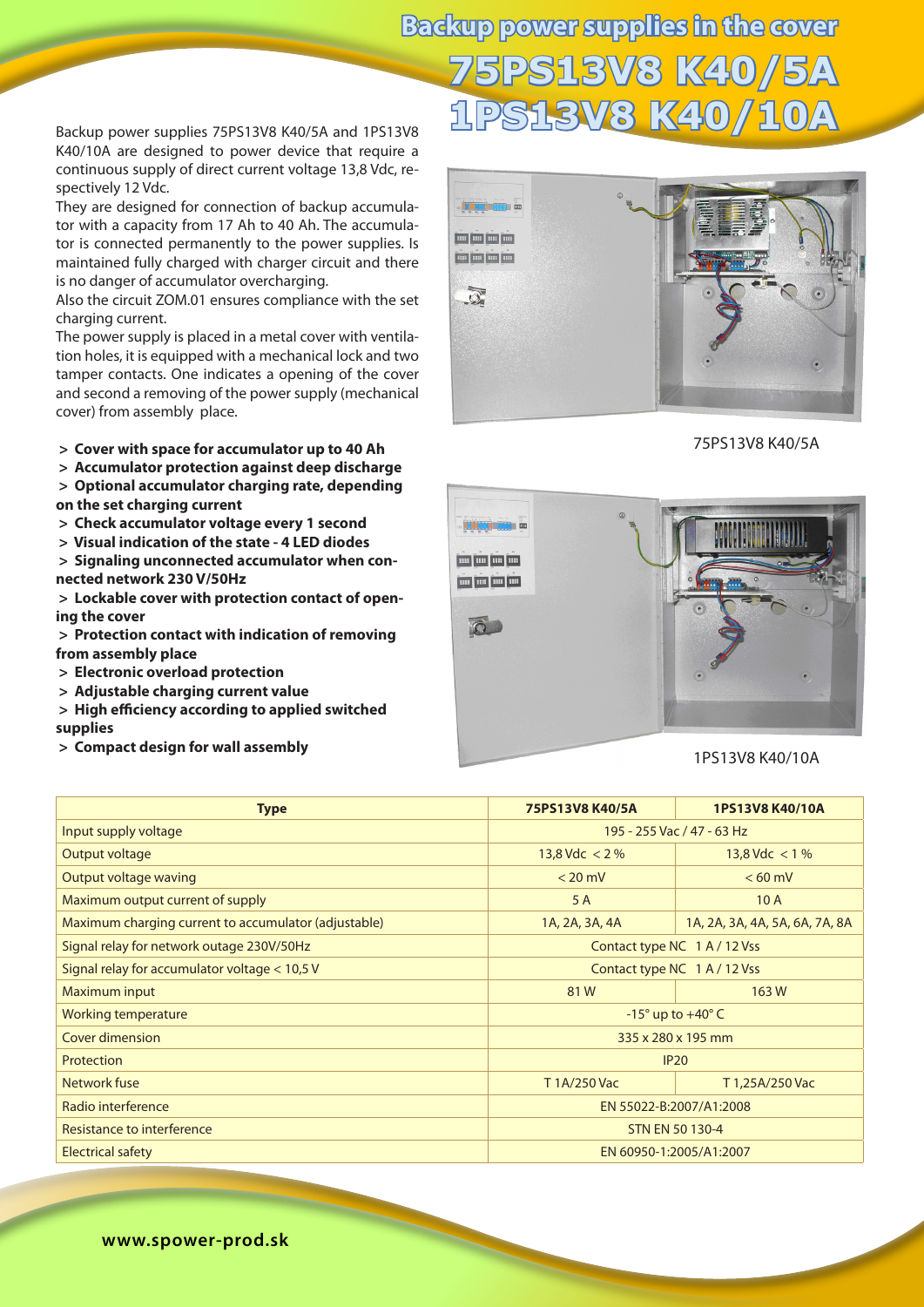# Backup power supplies in the cover

# 75PS13V8 K40/5A
# 1PS13V8 K40/10A

Backup power supplies 75PS13V8 K40/5A and 1PS13V8 K40/10A are designed to power device that require a continuous supply of direct current voltage 13,8 Vdc, respectively 12 Vdc.

They are designed for connection of backup accumulator with a capacity from 17 Ah to 40 Ah. The accumulator is connected permanently to the power supplies. Is maintained fully charged with charger circuit and there is no danger of accumulator overcharging.

Also the circuit ZOM.01 ensures compliance with the set charging current.

The power supply is placed in a metal cover with ventilation holes, it is equipped with a mechanical lock and two tamper contacts. One indicates a opening of the cover and second a removing of the power supply (mechanical cover) from assembly place.

- **> Cover with space for accumulator up to 40 Ah**
- **> Accumulator protection against deep discharge**
- **> Optional accumulator charging rate, depending on the set charging current**
- **> Check accumulator voltage every 1 second**
- **> Visual indication of the state - 4 LED diodes**
- **> Signaling unconnected accumulator when connected network 230 V/50Hz**
- **> Lockable cover with protection contact of opening the cover**
- **> Protection contact with indication of removing from assembly place**
- **> Electronic overload protection**
- **> Adjustable charging current value**
- **> High efficiency according to applied switched supplies**
- **> Compact design for wall assembly**

75PS13V8 K40/5A

1PS13V8 K40/10A

| Type | 75PS13V8 K40/5A | 1PS13V8 K40/10A |
|---|---|---|
| Input supply voltage | 195 - 255 Vac / 47 - 63 Hz | |
| Output voltage | 13,8 Vdc < 2 % | 13,8 Vdc < 1 % |
| Output voltage waving | < 20 mV | < 60 mV |
| Maximum output current of supply | 5 A | 10 A |
| Maximum charging current to accumulator (adjustable) | 1A, 2A, 3A, 4A | 1A, 2A, 3A, 4A, 5A, 6A, 7A, 8A |
| Signal relay for network outage 230V/50Hz | Contact type NC 1 A / 12 Vss | |
| Signal relay for accumulator voltage < 10,5 V | Contact type NC 1 A / 12 Vss | |
| Maximum input | 81 W | 163 W |
| Working temperature | -15° up to +40° C | |
| Cover dimension | 335 x 280 x 195 mm | |
| Protection | IP20 | |
| Network fuse | T 1A/250 Vac | T 1,25A/250 Vac |
| Radio interference | EN 55022-B:2007/A1:2008 | |
| Resistance to interference | STN EN 50 130-4 | |
| Electrical safety | EN 60950-1:2005/A1:2007 | |

**www.spower-prod.sk**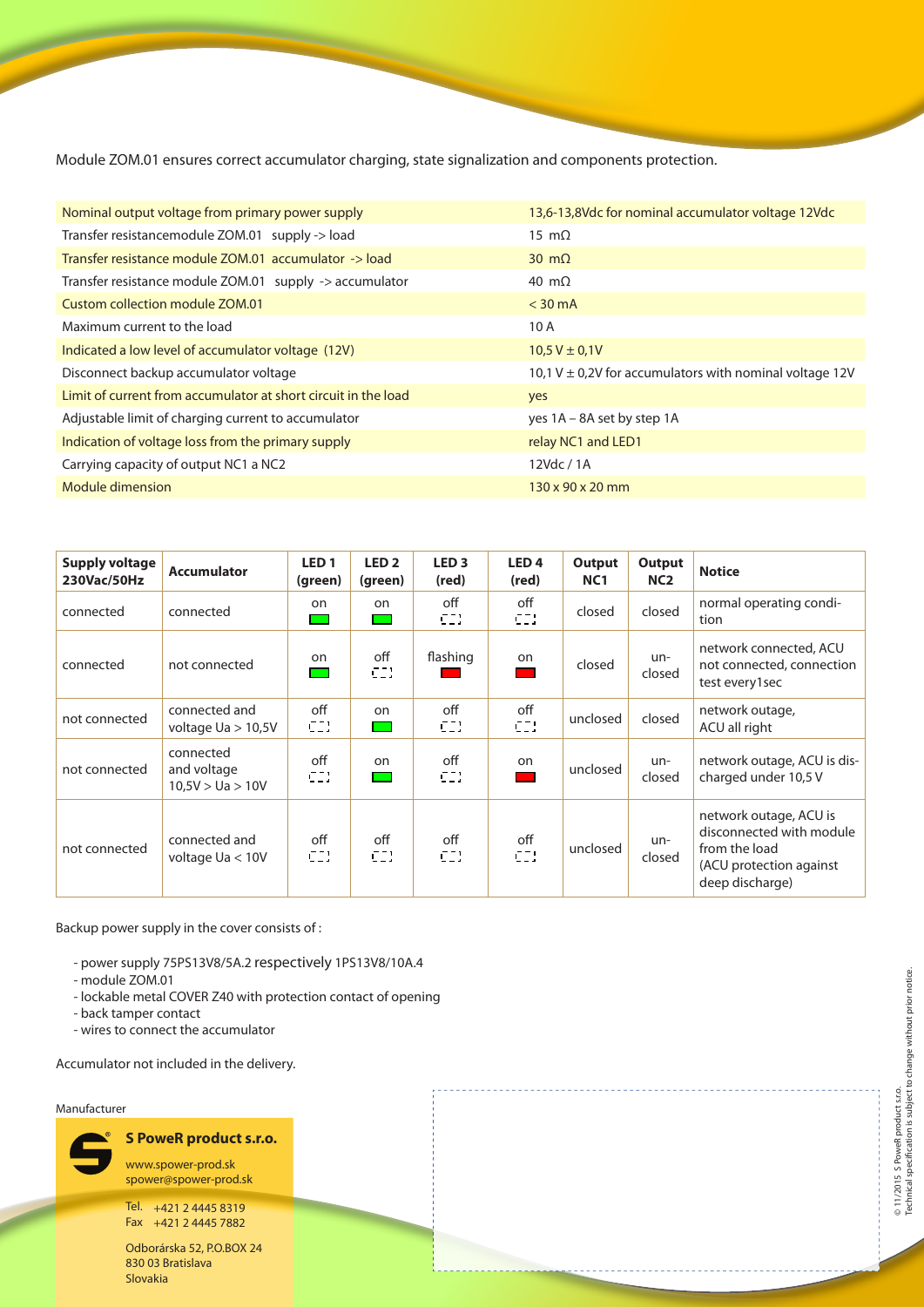Module ZOM.01 ensures correct accumulator charging, state signalization and components protection.

| | |
|---|---|
| Nominal output voltage from primary power supply | 13,6-13,8Vdc for nominal accumulator voltage 12Vdc |
| Transfer resistancemodule ZOM.01 supply -> load | 15 mΩ |
| Transfer resistance module ZOM.01 accumulator -> load | 30 mΩ |
| Transfer resistance module ZOM.01 supply -> accumulator | 40 mΩ |
| Custom collection module ZOM.01 | < 30 mA |
| Maximum current to the load | 10 A |
| Indicated a low level of accumulator voltage (12V) | 10,5 V ± 0,1V |
| Disconnect backup accumulator voltage | 10,1 V ± 0,2V for accumulators with nominal voltage 12V |
| Limit of current from accumulator at short circuit in the load | yes |
| Adjustable limit of charging current to accumulator | yes 1A – 8A set by step 1A |
| Indication of voltage loss from the primary supply | relay NC1 and LED1 |
| Carrying capacity of output NC1 a NC2 | 12Vdc / 1A |
| Module dimension | 130 x 90 x 20 mm |

| Supply voltage 230Vac/50Hz | Accumulator | LED 1 (green) | LED 2 (green) | LED 3 (red) | LED 4 (red) | Output NC1 | Output NC2 | Notice |
|---|---|---|---|---|---|---|---|---|
| connected | connected | on | on | off | off | closed | closed | normal operating condition |
| connected | not connected | on | off | flashing | on | closed | unclosed | network connected, ACU not connected, connection test every1sec |
| not connected | connected and voltage Ua > 10,5V | off | on | off | off | unclosed | closed | network outage, ACU all right |
| not connected | connected and voltage 10,5V > Ua > 10V | off | on | off | on | unclosed | unclosed | network outage, ACU is discharged under 10,5 V |
| not connected | connected and voltage Ua < 10V | off | off | off | off | unclosed | unclosed | network outage, ACU is disconnected with module from the load (ACU protection against deep discharge) |

Backup power supply in the cover consists of :

- power supply 75PS13V8/5A.2 respectively 1PS13V8/10A.4
- module ZOM.01
- lockable metal COVER Z40 with protection contact of opening
- back tamper contact
- wires to connect the accumulator

Accumulator not included in the delivery.

Manufacturer

**S PoweR product s.r.o.**

www.spower-prod.sk
spower@spower-prod.sk

Tel. +421 2 4445 8319
Fax +421 2 4445 7882

Odborárska 52, P.O.BOX 24
830 03 Bratislava
Slovakia

© 11/2015 S PoweR product s.r.o.
Technical specification is subject to change without prior notice.